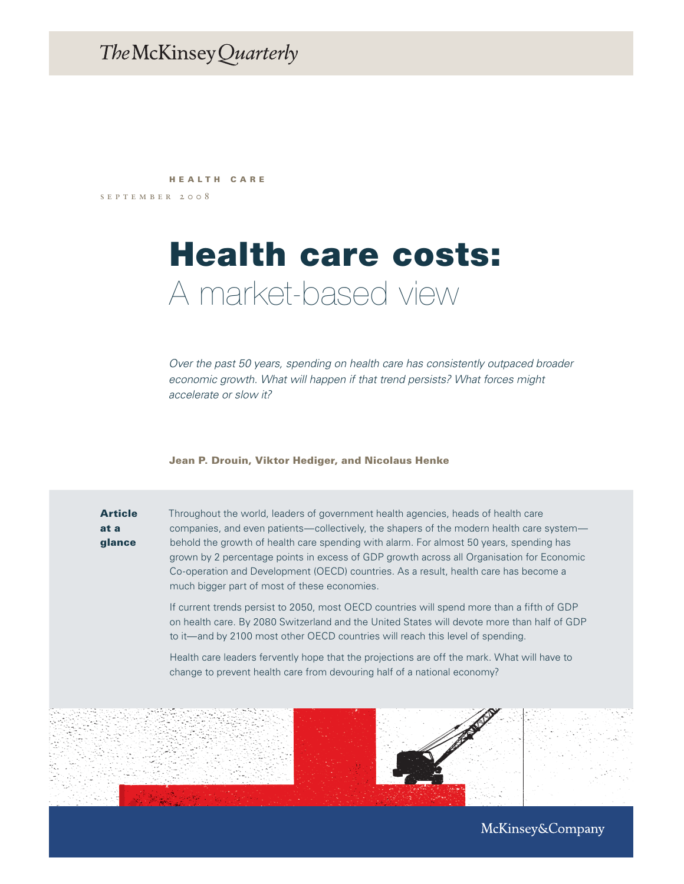The McKinsey Quarterly

HEALTH CARE

SEPTEMBER 2008

# Health care costs: A market-based view

*Over the past 50 years, spending on health care has consistently outpaced broader economic growth. What will happen if that trend persists? What forces might accelerate or slow it?*

**Jean P. Drouin, Viktor Hediger, and Nicolaus Henke**

**Article at a glance**

Throughout the world, leaders of government health agencies, heads of health care companies, and even patients—collectively, the shapers of the modern health care system—behold the growth of health care spending with alarm. For almost 50 years, spending has grown by 2 percentage points in excess of GDP growth across all Organisation for Economic Co-operation and Development (OECD) countries. As a result, health care has become a much bigger part of most of these economies.

If current trends persist to 2050, most OECD countries will spend more than a fifth of GDP on health care. By 2080 Switzerland and the United States will devote more than half of GDP to it—and by 2100 most other OECD countries will reach this level of spending.

Health care leaders fervently hope that the projections are off the mark. What will have to change to prevent health care from devouring half of a national economy?

McKinsey&Company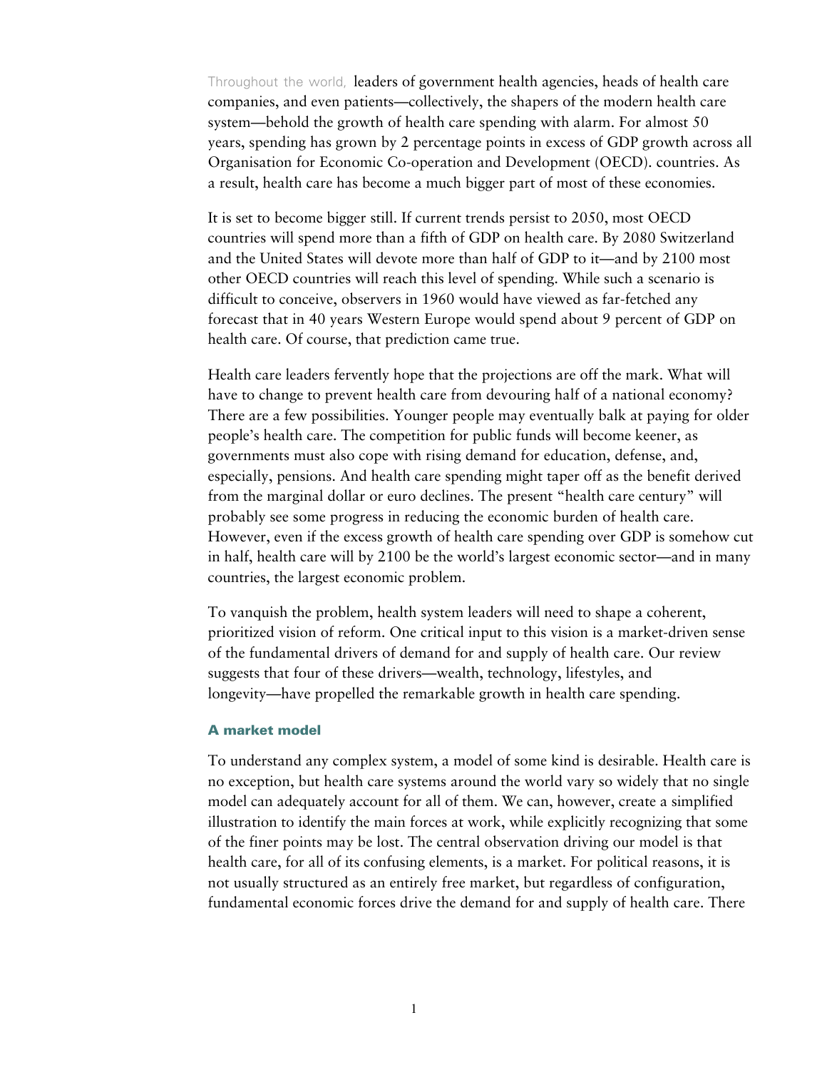Throughout the world, leaders of government health agencies, heads of health care companies, and even patients—collectively, the shapers of the modern health care system—behold the growth of health care spending with alarm. For almost 50 years, spending has grown by 2 percentage points in excess of GDP growth across all Organisation for Economic Co-operation and Development (OECD). countries. As a result, health care has become a much bigger part of most of these economies.

It is set to become bigger still. If current trends persist to 2050, most OECD countries will spend more than a fifth of GDP on health care. By 2080 Switzerland and the United States will devote more than half of GDP to it—and by 2100 most other OECD countries will reach this level of spending. While such a scenario is difficult to conceive, observers in 1960 would have viewed as far-fetched any forecast that in 40 years Western Europe would spend about 9 percent of GDP on health care. Of course, that prediction came true.

Health care leaders fervently hope that the projections are off the mark. What will have to change to prevent health care from devouring half of a national economy? There are a few possibilities. Younger people may eventually balk at paying for older people's health care. The competition for public funds will become keener, as governments must also cope with rising demand for education, defense, and, especially, pensions. And health care spending might taper off as the benefit derived from the marginal dollar or euro declines. The present "health care century" will probably see some progress in reducing the economic burden of health care. However, even if the excess growth of health care spending over GDP is somehow cut in half, health care will by 2100 be the world's largest economic sector—and in many countries, the largest economic problem.

To vanquish the problem, health system leaders will need to shape a coherent, prioritized vision of reform. One critical input to this vision is a market-driven sense of the fundamental drivers of demand for and supply of health care. Our review suggests that four of these drivers—wealth, technology, lifestyles, and longevity—have propelled the remarkable growth in health care spending.

### A market model

To understand any complex system, a model of some kind is desirable. Health care is no exception, but health care systems around the world vary so widely that no single model can adequately account for all of them. We can, however, create a simplified illustration to identify the main forces at work, while explicitly recognizing that some of the finer points may be lost. The central observation driving our model is that health care, for all of its confusing elements, is a market. For political reasons, it is not usually structured as an entirely free market, but regardless of configuration, fundamental economic forces drive the demand for and supply of health care. There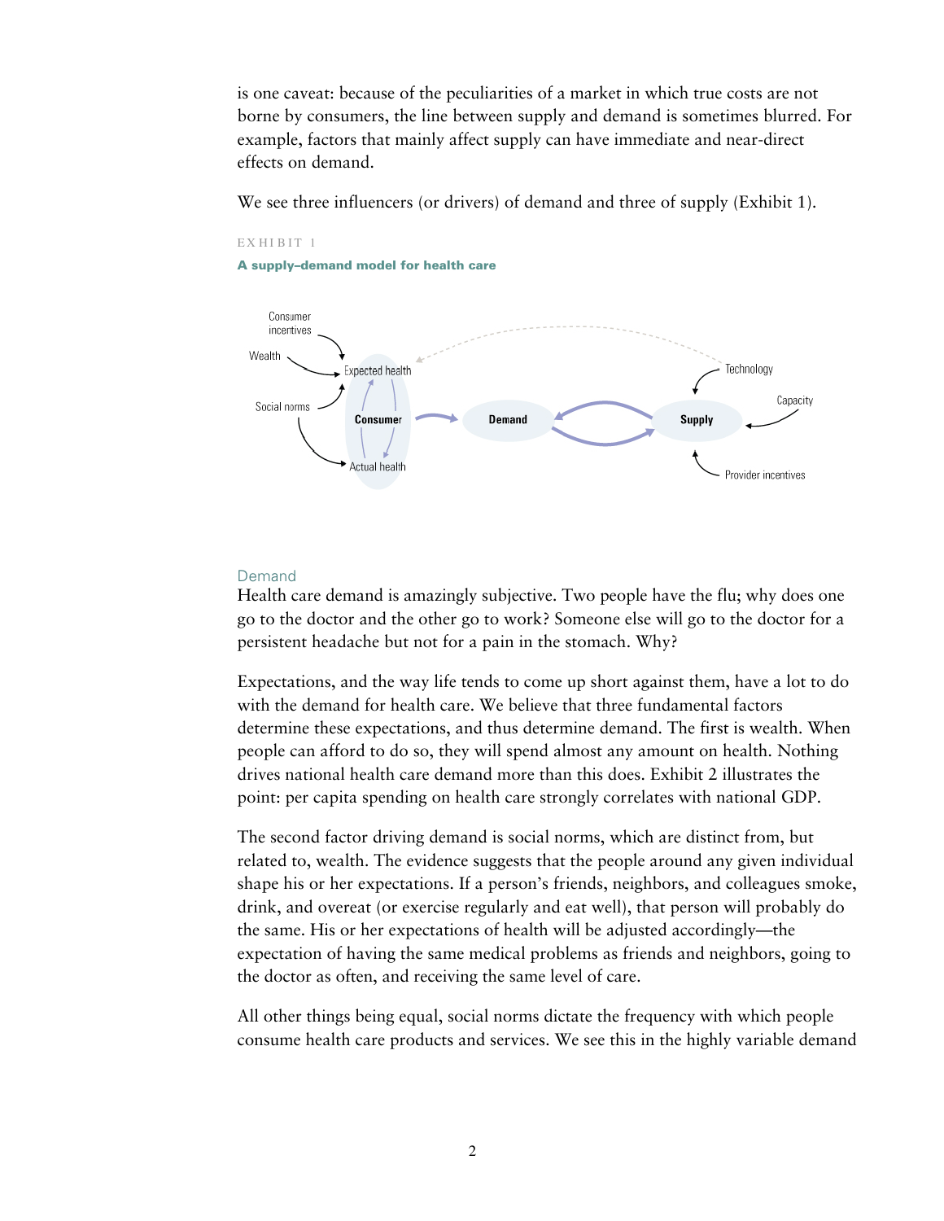is one caveat: because of the peculiarities of a market in which true costs are not borne by consumers, the line between supply and demand is sometimes blurred. For example, factors that mainly affect supply can have immediate and near-direct effects on demand.

We see three influencers (or drivers) of demand and three of supply (Exhibit 1).

EXHIBIT 1

**A supply–demand model for health care**

Consumer incentives

Wealth

Social norms

Expected health

Consumer

Actual health

Demand

Supply

Technology

Capacity

Provider incentives

## Demand

Health care demand is amazingly subjective. Two people have the flu; why does one go to the doctor and the other go to work? Someone else will go to the doctor for a persistent headache but not for a pain in the stomach. Why?

Expectations, and the way life tends to come up short against them, have a lot to do with the demand for health care. We believe that three fundamental factors determine these expectations, and thus determine demand. The first is wealth. When people can afford to do so, they will spend almost any amount on health. Nothing drives national health care demand more than this does. Exhibit 2 illustrates the point: per capita spending on health care strongly correlates with national GDP.

The second factor driving demand is social norms, which are distinct from, but related to, wealth. The evidence suggests that the people around any given individual shape his or her expectations. If a person's friends, neighbors, and colleagues smoke, drink, and overeat (or exercise regularly and eat well), that person will probably do the same. His or her expectations of health will be adjusted accordingly—the expectation of having the same medical problems as friends and neighbors, going to the doctor as often, and receiving the same level of care.

All other things being equal, social norms dictate the frequency with which people consume health care products and services. We see this in the highly variable demand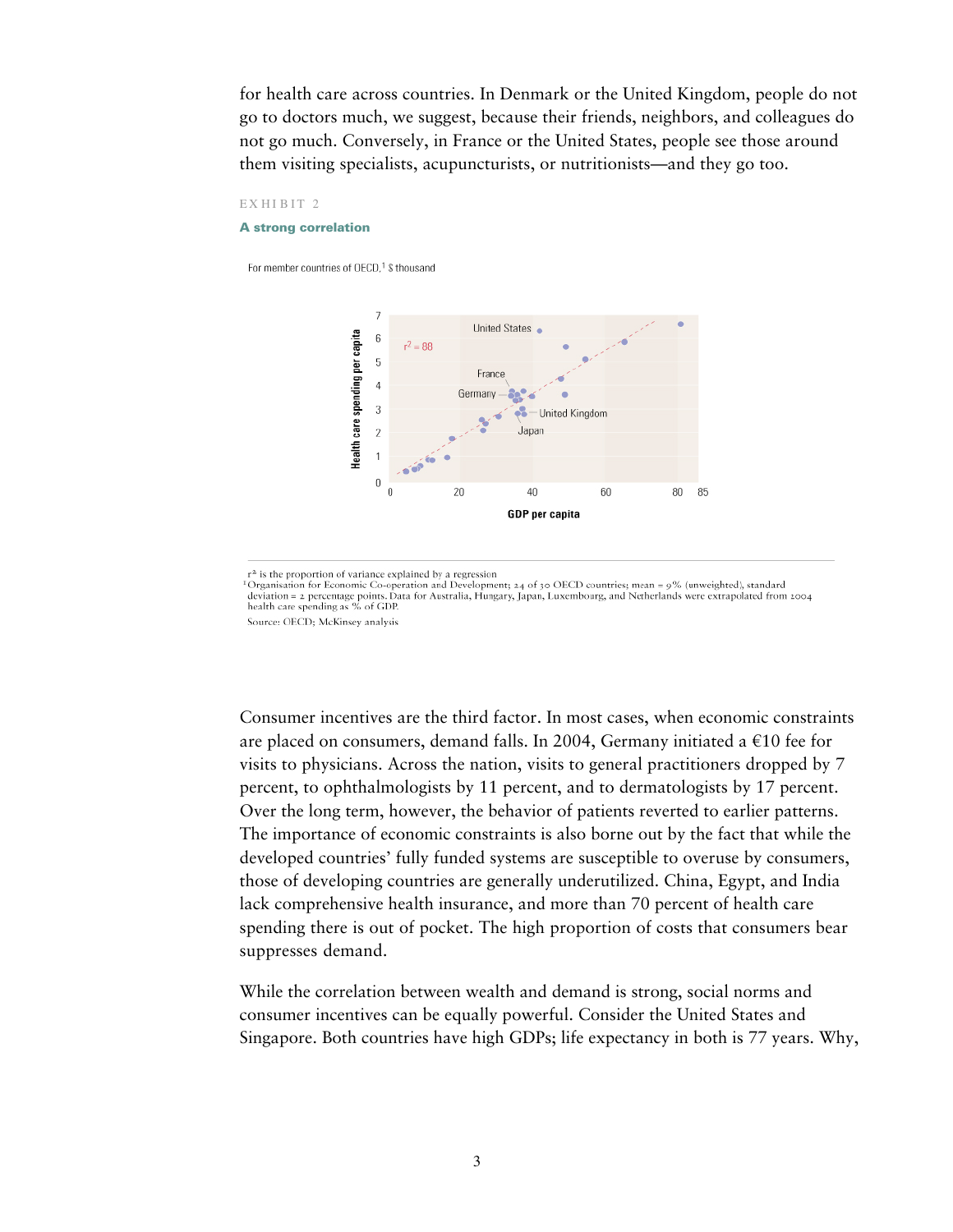for health care across countries. In Denmark or the United Kingdom, people do not go to doctors much, we suggest, because their friends, neighbors, and colleagues do not go much. Conversely, in France or the United States, people see those around them visiting specialists, acupuncturists, or nutritionists—and they go too.

EXHIBIT 2

**A strong correlation**

For member countries of OECD,[1] $ thousand

Health care spending per capita

$r^2 = .88$

United States

France

Germany

United Kingdom

Japan

GDP per capita

$r^2$ is the proportion of variance explained by a regression

[1]Organisation for Economic Co-operation and Development; 24 of 30 OECD countries; mean = 9% (unweighted), standard deviation = 2 percentage points. Data for Australia, Hungary, Japan, Luxembourg, and Netherlands were extrapolated from 2004 health care spending as % of GDP.

Source: OECD; McKinsey analysis

Consumer incentives are the third factor. In most cases, when economic constraints are placed on consumers, demand falls. In 2004, Germany initiated a €10 fee for visits to physicians. Across the nation, visits to general practitioners dropped by 7 percent, to ophthalmologists by 11 percent, and to dermatologists by 17 percent. Over the long term, however, the behavior of patients reverted to earlier patterns. The importance of economic constraints is also borne out by the fact that while the developed countries' fully funded systems are susceptible to overuse by consumers, those of developing countries are generally underutilized. China, Egypt, and India lack comprehensive health insurance, and more than 70 percent of health care spending there is out of pocket. The high proportion of costs that consumers bear suppresses demand.

While the correlation between wealth and demand is strong, social norms and consumer incentives can be equally powerful. Consider the United States and Singapore. Both countries have high GDPs; life expectancy in both is 77 years. Why,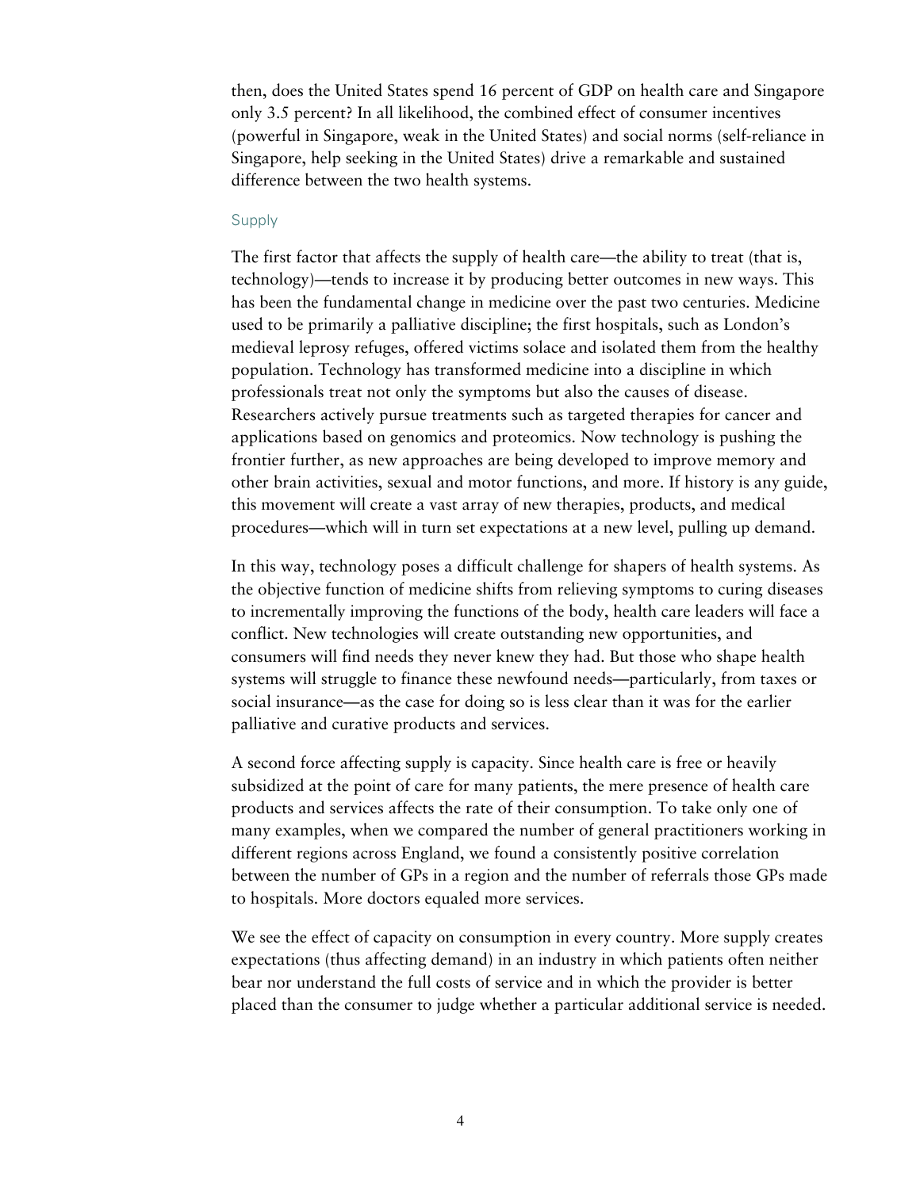then, does the United States spend 16 percent of GDP on health care and Singapore only 3.5 percent? In all likelihood, the combined effect of consumer incentives (powerful in Singapore, weak in the United States) and social norms (self-reliance in Singapore, help seeking in the United States) drive a remarkable and sustained difference between the two health systems.

### Supply

The first factor that affects the supply of health care—the ability to treat (that is, technology)—tends to increase it by producing better outcomes in new ways. This has been the fundamental change in medicine over the past two centuries. Medicine used to be primarily a palliative discipline; the first hospitals, such as London's medieval leprosy refuges, offered victims solace and isolated them from the healthy population. Technology has transformed medicine into a discipline in which professionals treat not only the symptoms but also the causes of disease. Researchers actively pursue treatments such as targeted therapies for cancer and applications based on genomics and proteomics. Now technology is pushing the frontier further, as new approaches are being developed to improve memory and other brain activities, sexual and motor functions, and more. If history is any guide, this movement will create a vast array of new therapies, products, and medical procedures—which will in turn set expectations at a new level, pulling up demand.

In this way, technology poses a difficult challenge for shapers of health systems. As the objective function of medicine shifts from relieving symptoms to curing diseases to incrementally improving the functions of the body, health care leaders will face a conflict. New technologies will create outstanding new opportunities, and consumers will find needs they never knew they had. But those who shape health systems will struggle to finance these newfound needs—particularly, from taxes or social insurance—as the case for doing so is less clear than it was for the earlier palliative and curative products and services.

A second force affecting supply is capacity. Since health care is free or heavily subsidized at the point of care for many patients, the mere presence of health care products and services affects the rate of their consumption. To take only one of many examples, when we compared the number of general practitioners working in different regions across England, we found a consistently positive correlation between the number of GPs in a region and the number of referrals those GPs made to hospitals. More doctors equaled more services.

We see the effect of capacity on consumption in every country. More supply creates expectations (thus affecting demand) in an industry in which patients often neither bear nor understand the full costs of service and in which the provider is better placed than the consumer to judge whether a particular additional service is needed.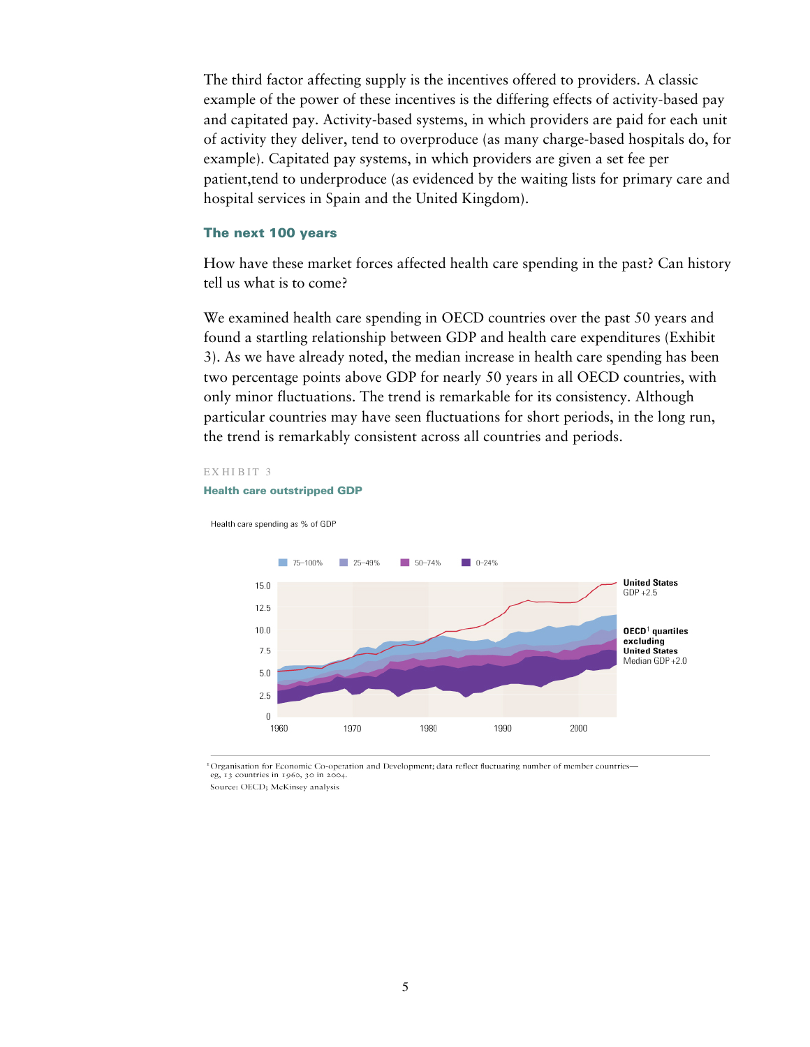The third factor affecting supply is the incentives offered to providers. A classic example of the power of these incentives is the differing effects of activity-based pay and capitated pay. Activity-based systems, in which providers are paid for each unit of activity they deliver, tend to overproduce (as many charge-based hospitals do, for example). Capitated pay systems, in which providers are given a set fee per patient,tend to underproduce (as evidenced by the waiting lists for primary care and hospital services in Spain and the United Kingdom).

### The next 100 years

How have these market forces affected health care spending in the past? Can history tell us what is to come?

We examined health care spending in OECD countries over the past 50 years and found a startling relationship between GDP and health care expenditures (Exhibit 3). As we have already noted, the median increase in health care spending has been two percentage points above GDP for nearly 50 years in all OECD countries, with only minor fluctuations. The trend is remarkable for its consistency. Although particular countries may have seen fluctuations for short periods, in the long run, the trend is remarkably consistent across all countries and periods.

EXHIBIT 3

**Health care outstripped GDP**

Health care spending as % of GDP

75–100% | 25–49% | 50–74% | 0–24%

**United States** GDP +2.5

**OECD**[1] **quartiles excluding United States** Median GDP +2.0

[1] Organisation for Economic Co-operation and Development; data reflect fluctuating number of member countries—eg, 13 countries in 1960, 30 in 2004.

Source: OECD; McKinsey analysis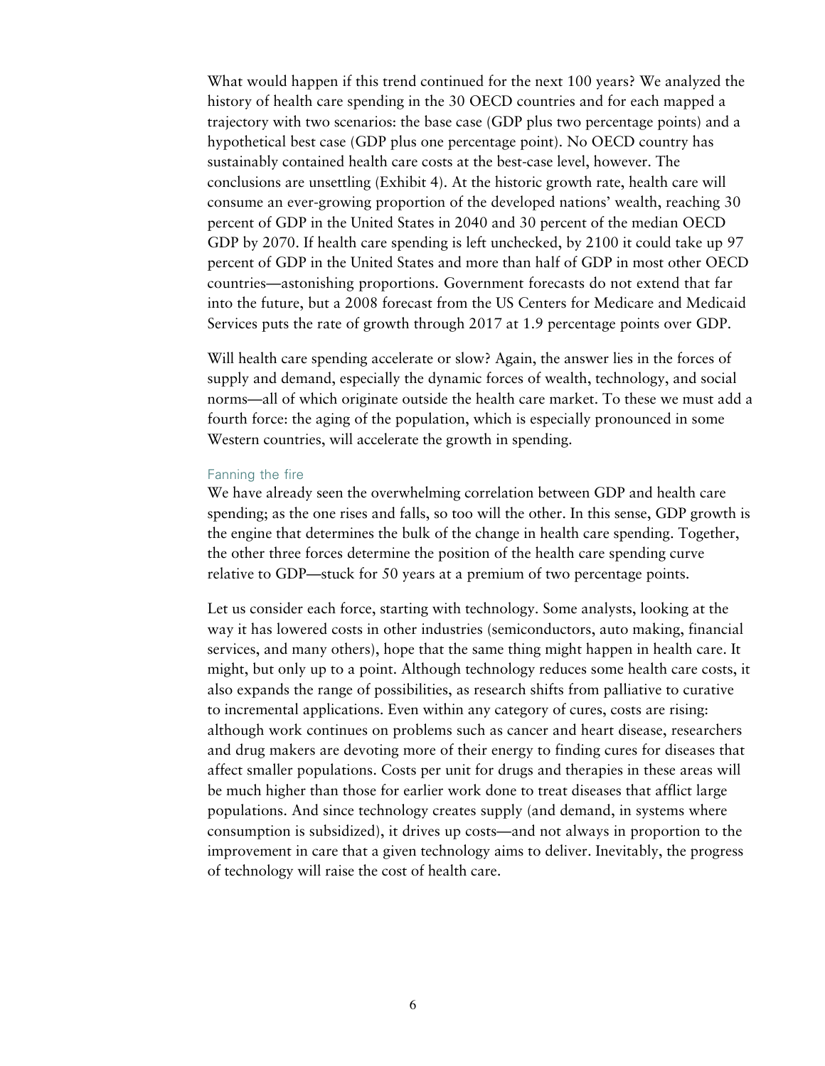What would happen if this trend continued for the next 100 years? We analyzed the history of health care spending in the 30 OECD countries and for each mapped a trajectory with two scenarios: the base case (GDP plus two percentage points) and a hypothetical best case (GDP plus one percentage point). No OECD country has sustainably contained health care costs at the best-case level, however. The conclusions are unsettling (Exhibit 4). At the historic growth rate, health care will consume an ever-growing proportion of the developed nations' wealth, reaching 30 percent of GDP in the United States in 2040 and 30 percent of the median OECD GDP by 2070. If health care spending is left unchecked, by 2100 it could take up 97 percent of GDP in the United States and more than half of GDP in most other OECD countries—astonishing proportions. Government forecasts do not extend that far into the future, but a 2008 forecast from the US Centers for Medicare and Medicaid Services puts the rate of growth through 2017 at 1.9 percentage points over GDP.

Will health care spending accelerate or slow? Again, the answer lies in the forces of supply and demand, especially the dynamic forces of wealth, technology, and social norms—all of which originate outside the health care market. To these we must add a fourth force: the aging of the population, which is especially pronounced in some Western countries, will accelerate the growth in spending.

### Fanning the fire

We have already seen the overwhelming correlation between GDP and health care spending; as the one rises and falls, so too will the other. In this sense, GDP growth is the engine that determines the bulk of the change in health care spending. Together, the other three forces determine the position of the health care spending curve relative to GDP—stuck for 50 years at a premium of two percentage points.

Let us consider each force, starting with technology. Some analysts, looking at the way it has lowered costs in other industries (semiconductors, auto making, financial services, and many others), hope that the same thing might happen in health care. It might, but only up to a point. Although technology reduces some health care costs, it also expands the range of possibilities, as research shifts from palliative to curative to incremental applications. Even within any category of cures, costs are rising: although work continues on problems such as cancer and heart disease, researchers and drug makers are devoting more of their energy to finding cures for diseases that affect smaller populations. Costs per unit for drugs and therapies in these areas will be much higher than those for earlier work done to treat diseases that afflict large populations. And since technology creates supply (and demand, in systems where consumption is subsidized), it drives up costs—and not always in proportion to the improvement in care that a given technology aims to deliver. Inevitably, the progress of technology will raise the cost of health care.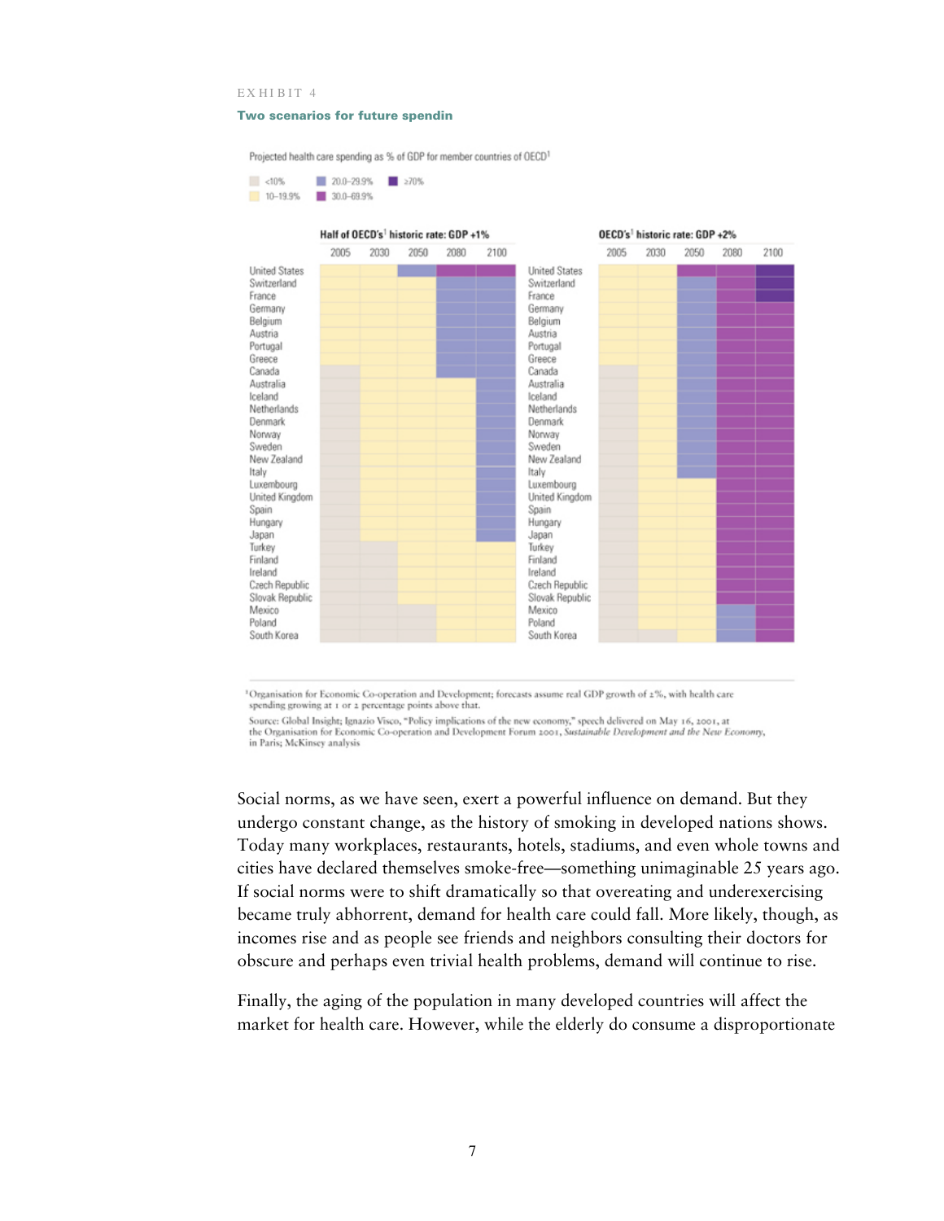EXHIBIT 4

**Two scenarios for future spendin**

Projected health care spending as % of GDP for member countries of OECD[1]

| Country | Half of OECD's[1] historic rate: GDP +1% | | | | | OECD's[1] historic rate: GDP +2% | | | | |
|---|---|---|---|---|---|---|---|---|---|---|
| | 2005 | 2030 | 2050 | 2080 | 2100 | 2005 | 2030 | 2050 | 2080 | 2100 |
| United States | 10–19.9% | 10–19.9% | 20.0–29.9% | 30.0–69.9% | 30.0–69.9% | 10–19.9% | 10–19.9% | 30.0–69.9% | 30.0–69.9% | ≥70% |
| Switzerland | 10–19.9% | 10–19.9% | 10–19.9% | 20.0–29.9% | 20.0–29.9% | 10–19.9% | 10–19.9% | 20.0–29.9% | 30.0–69.9% | ≥70% |
| France | 10–19.9% | 10–19.9% | 10–19.9% | 20.0–29.9% | 20.0–29.9% | 10–19.9% | 10–19.9% | 20.0–29.9% | 30.0–69.9% | ≥70% |
| Germany | 10–19.9% | 10–19.9% | 10–19.9% | 20.0–29.9% | 20.0–29.9% | 10–19.9% | 10–19.9% | 20.0–29.9% | 30.0–69.9% | 30.0–69.9% |
| Belgium | 10–19.9% | 10–19.9% | 10–19.9% | 20.0–29.9% | 20.0–29.9% | 10–19.9% | 10–19.9% | 20.0–29.9% | 30.0–69.9% | 30.0–69.9% |
| Austria | 10–19.9% | 10–19.9% | 10–19.9% | 20.0–29.9% | 20.0–29.9% | 10–19.9% | 10–19.9% | 20.0–29.9% | 30.0–69.9% | 30.0–69.9% |
| Portugal | 10–19.9% | 10–19.9% | 10–19.9% | 20.0–29.9% | 20.0–29.9% | 10–19.9% | 10–19.9% | 20.0–29.9% | 30.0–69.9% | 30.0–69.9% |
| Greece | 10–19.9% | 10–19.9% | 10–19.9% | 20.0–29.9% | 20.0–29.9% | 10–19.9% | 10–19.9% | 20.0–29.9% | 30.0–69.9% | 30.0–69.9% |
| Canada | <10% | 10–19.9% | 10–19.9% | 20.0–29.9% | 20.0–29.9% | <10% | 10–19.9% | 20.0–29.9% | 30.0–69.9% | 30.0–69.9% |
| Australia | <10% | 10–19.9% | 10–19.9% | 10–19.9% | 20.0–29.9% | <10% | 10–19.9% | 20.0–29.9% | 30.0–69.9% | 30.0–69.9% |
| Iceland | <10% | 10–19.9% | 10–19.9% | 10–19.9% | 20.0–29.9% | <10% | 10–19.9% | 20.0–29.9% | 30.0–69.9% | 30.0–69.9% |
| Netherlands | <10% | 10–19.9% | 10–19.9% | 10–19.9% | 20.0–29.9% | <10% | 10–19.9% | 20.0–29.9% | 30.0–69.9% | 30.0–69.9% |
| Denmark | <10% | 10–19.9% | 10–19.9% | 10–19.9% | 20.0–29.9% | <10% | 10–19.9% | 20.0–29.9% | 30.0–69.9% | 30.0–69.9% |
| Norway | <10% | 10–19.9% | 10–19.9% | 10–19.9% | 20.0–29.9% | <10% | 10–19.9% | 20.0–29.9% | 30.0–69.9% | 30.0–69.9% |
| Sweden | <10% | 10–19.9% | 10–19.9% | 10–19.9% | 20.0–29.9% | <10% | 10–19.9% | 20.0–29.9% | 30.0–69.9% | 30.0–69.9% |
| New Zealand | <10% | 10–19.9% | 10–19.9% | 10–19.9% | 20.0–29.9% | <10% | 10–19.9% | 20.0–29.9% | 30.0–69.9% | 30.0–69.9% |
| Italy | <10% | 10–19.9% | 10–19.9% | 10–19.9% | 20.0–29.9% | <10% | 10–19.9% | 20.0–29.9% | 30.0–69.9% | 30.0–69.9% |
| Luxembourg | <10% | 10–19.9% | 10–19.9% | 10–19.9% | 20.0–29.9% | <10% | 10–19.9% | 10–19.9% | 30.0–69.9% | 30.0–69.9% |
| United Kingdom | <10% | 10–19.9% | 10–19.9% | 10–19.9% | 20.0–29.9% | <10% | 10–19.9% | 10–19.9% | 30.0–69.9% | 30.0–69.9% |
| Spain | <10% | 10–19.9% | 10–19.9% | 10–19.9% | 20.0–29.9% | <10% | 10–19.9% | 10–19.9% | 30.0–69.9% | 30.0–69.9% |
| Hungary | <10% | 10–19.9% | 10–19.9% | 10–19.9% | 20.0–29.9% | <10% | 10–19.9% | 10–19.9% | 30.0–69.9% | 30.0–69.9% |
| Japan | <10% | 10–19.9% | 10–19.9% | 10–19.9% | 20.0–29.9% | <10% | 10–19.9% | 10–19.9% | 30.0–69.9% | 30.0–69.9% |
| Turkey | <10% | <10% | 10–19.9% | 10–19.9% | 10–19.9% | <10% | 10–19.9% | 10–19.9% | 30.0–69.9% | 30.0–69.9% |
| Finland | <10% | <10% | 10–19.9% | 10–19.9% | 10–19.9% | <10% | 10–19.9% | 10–19.9% | 30.0–69.9% | 30.0–69.9% |
| Ireland | <10% | <10% | 10–19.9% | 10–19.9% | 10–19.9% | <10% | 10–19.9% | 10–19.9% | 30.0–69.9% | 30.0–69.9% |
| Czech Republic | <10% | <10% | 10–19.9% | 10–19.9% | 10–19.9% | <10% | 10–19.9% | 10–19.9% | 30.0–69.9% | 30.0–69.9% |
| Slovak Republic | <10% | <10% | 10–19.9% | 10–19.9% | 10–19.9% | <10% | 10–19.9% | 10–19.9% | 30.0–69.9% | 30.0–69.9% |
| Mexico | <10% | <10% | <10% | 10–19.9% | 10–19.9% | <10% | 10–19.9% | 10–19.9% | 20.0–29.9% | 30.0–69.9% |
| Poland | <10% | <10% | <10% | 10–19.9% | 10–19.9% | <10% | 10–19.9% | 10–19.9% | 20.0–29.9% | 30.0–69.9% |
| South Korea | <10% | <10% | <10% | 10–19.9% | 10–19.9% | <10% | <10% | 10–19.9% | 20.0–29.9% | 30.0–69.9% |

[1]Organisation for Economic Co-operation and Development; forecasts assume real GDP growth of 2%, with health care spending growing at 1 or 2 percentage points above that.

Source: Global Insight; Ignazio Visco, "Policy implications of the new economy," speech delivered on May 16, 2001, at the Organisation for Economic Co-operation and Development Forum 2001, *Sustainable Development and the New Economy*, in Paris; McKinsey analysis

Social norms, as we have seen, exert a powerful influence on demand. But they undergo constant change, as the history of smoking in developed nations shows. Today many workplaces, restaurants, hotels, stadiums, and even whole towns and cities have declared themselves smoke-free—something unimaginable 25 years ago. If social norms were to shift dramatically so that overeating and underexercising became truly abhorrent, demand for health care could fall. More likely, though, as incomes rise and as people see friends and neighbors consulting their doctors for obscure and perhaps even trivial health problems, demand will continue to rise.

Finally, the aging of the population in many developed countries will affect the market for health care. However, while the elderly do consume a disproportionate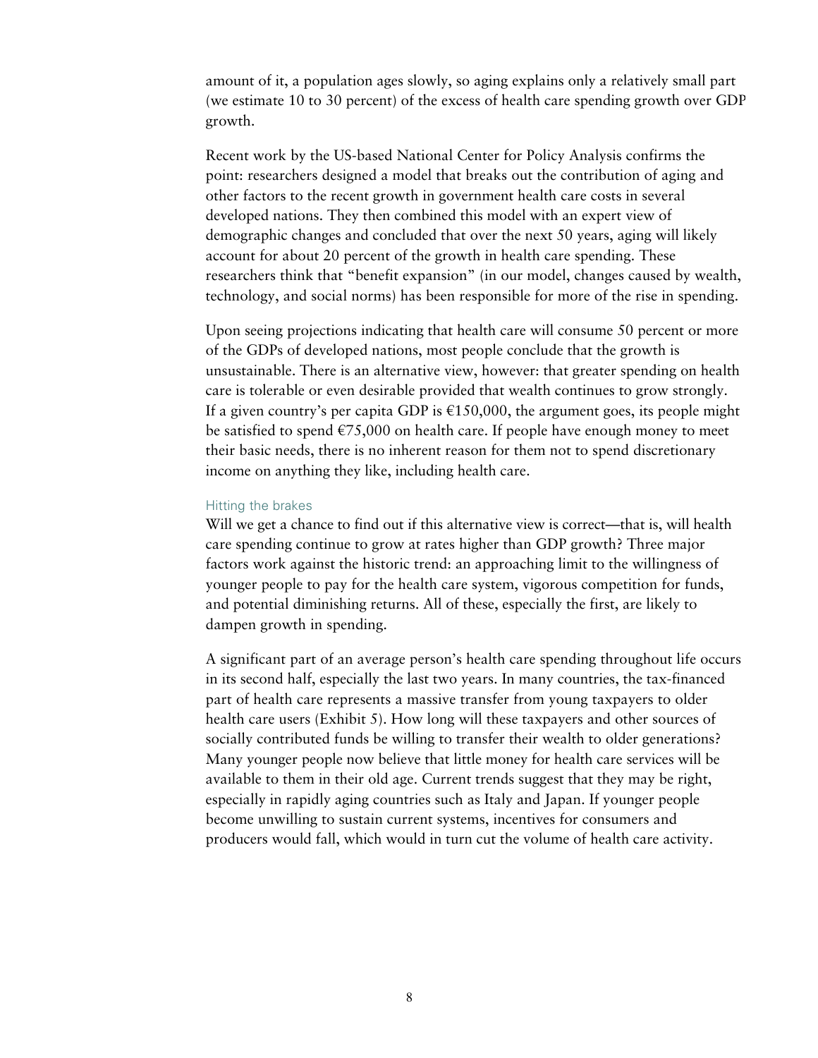amount of it, a population ages slowly, so aging explains only a relatively small part (we estimate 10 to 30 percent) of the excess of health care spending growth over GDP growth.

Recent work by the US-based National Center for Policy Analysis confirms the point: researchers designed a model that breaks out the contribution of aging and other factors to the recent growth in government health care costs in several developed nations. They then combined this model with an expert view of demographic changes and concluded that over the next 50 years, aging will likely account for about 20 percent of the growth in health care spending. These researchers think that "benefit expansion" (in our model, changes caused by wealth, technology, and social norms) has been responsible for more of the rise in spending.

Upon seeing projections indicating that health care will consume 50 percent or more of the GDPs of developed nations, most people conclude that the growth is unsustainable. There is an alternative view, however: that greater spending on health care is tolerable or even desirable provided that wealth continues to grow strongly. If a given country's per capita GDP is €150,000, the argument goes, its people might be satisfied to spend €75,000 on health care. If people have enough money to meet their basic needs, there is no inherent reason for them not to spend discretionary income on anything they like, including health care.

### Hitting the brakes

Will we get a chance to find out if this alternative view is correct—that is, will health care spending continue to grow at rates higher than GDP growth? Three major factors work against the historic trend: an approaching limit to the willingness of younger people to pay for the health care system, vigorous competition for funds, and potential diminishing returns. All of these, especially the first, are likely to dampen growth in spending.

A significant part of an average person's health care spending throughout life occurs in its second half, especially the last two years. In many countries, the tax-financed part of health care represents a massive transfer from young taxpayers to older health care users (Exhibit 5). How long will these taxpayers and other sources of socially contributed funds be willing to transfer their wealth to older generations? Many younger people now believe that little money for health care services will be available to them in their old age. Current trends suggest that they may be right, especially in rapidly aging countries such as Italy and Japan. If younger people become unwilling to sustain current systems, incentives for consumers and producers would fall, which would in turn cut the volume of health care activity.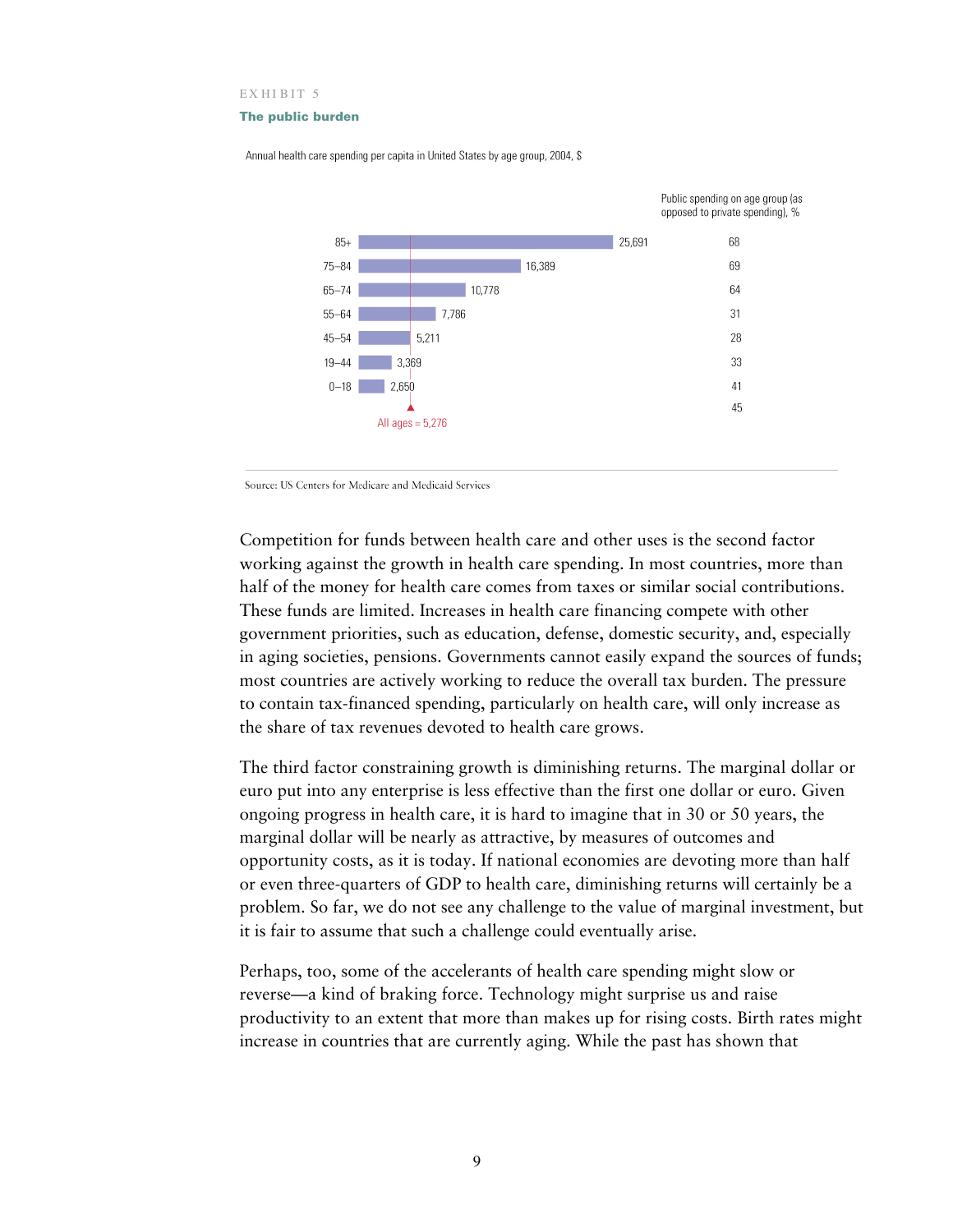EXHIBIT 5

**The public burden**

Annual health care spending per capita in United States by age group, 2004, $

| Age group | Annual health care spending per capita, $ | Public spending on age group (as opposed to private spending), % |
|---|---|---|
| 85+ | 25,691 | 68 |
| 75–84 | 16,389 | 69 |
| 65–74 | 10,778 | 64 |
| 55–64 | 7,786 | 31 |
| 45–54 | 5,211 | 28 |
| 19–44 | 3,369 | 33 |
| 0–18 | 2,650 | 41 |
| All ages | 5,276 | 45 |

Source: US Centers for Medicare and Medicaid Services

Competition for funds between health care and other uses is the second factor working against the growth in health care spending. In most countries, more than half of the money for health care comes from taxes or similar social contributions. These funds are limited. Increases in health care financing compete with other government priorities, such as education, defense, domestic security, and, especially in aging societies, pensions. Governments cannot easily expand the sources of funds; most countries are actively working to reduce the overall tax burden. The pressure to contain tax-financed spending, particularly on health care, will only increase as the share of tax revenues devoted to health care grows.

The third factor constraining growth is diminishing returns. The marginal dollar or euro put into any enterprise is less effective than the first one dollar or euro. Given ongoing progress in health care, it is hard to imagine that in 30 or 50 years, the marginal dollar will be nearly as attractive, by measures of outcomes and opportunity costs, as it is today. If national economies are devoting more than half or even three-quarters of GDP to health care, diminishing returns will certainly be a problem. So far, we do not see any challenge to the value of marginal investment, but it is fair to assume that such a challenge could eventually arise.

Perhaps, too, some of the accelerants of health care spending might slow or reverse—a kind of braking force. Technology might surprise us and raise productivity to an extent that more than makes up for rising costs. Birth rates might increase in countries that are currently aging. While the past has shown that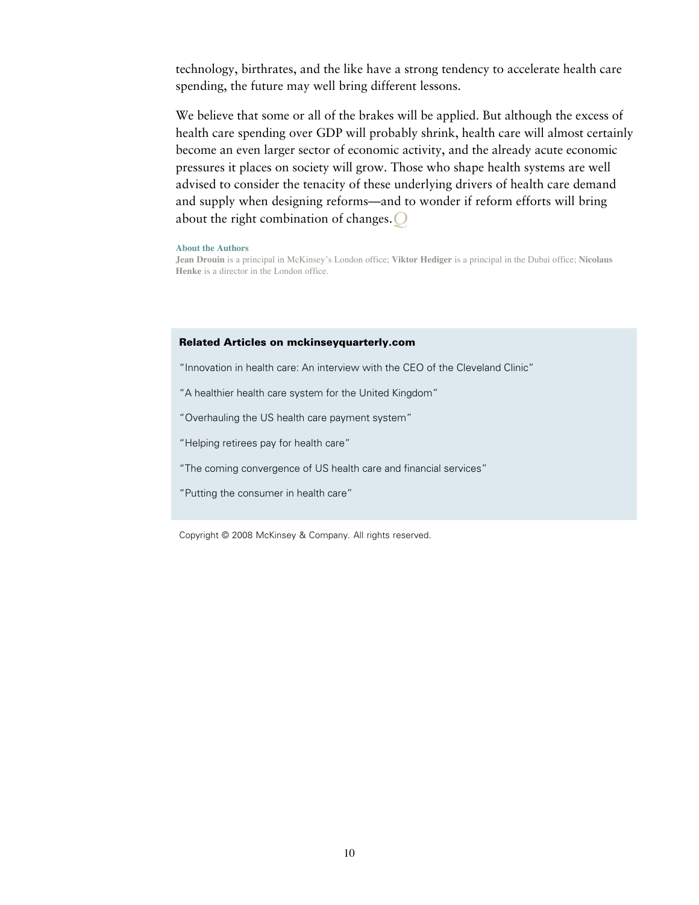technology, birthrates, and the like have a strong tendency to accelerate health care spending, the future may well bring different lessons.

We believe that some or all of the brakes will be applied. But although the excess of health care spending over GDP will probably shrink, health care will almost certainly become an even larger sector of economic activity, and the already acute economic pressures it places on society will grow. Those who shape health systems are well advised to consider the tenacity of these underlying drivers of health care demand and supply when designing reforms—and to wonder if reform efforts will bring about the right combination of changes.

**About the Authors**

**Jean Drouin** is a principal in McKinsey's London office; **Viktor Hediger** is a principal in the Dubai office; **Nicolaus Henke** is a director in the London office.

**Related Articles on mckinseyquarterly.com**

"Innovation in health care: An interview with the CEO of the Cleveland Clinic"

"A healthier health care system for the United Kingdom"

"Overhauling the US health care payment system"

"Helping retirees pay for health care"

"The coming convergence of US health care and financial services"

"Putting the consumer in health care"

Copyright © 2008 McKinsey & Company. All rights reserved.